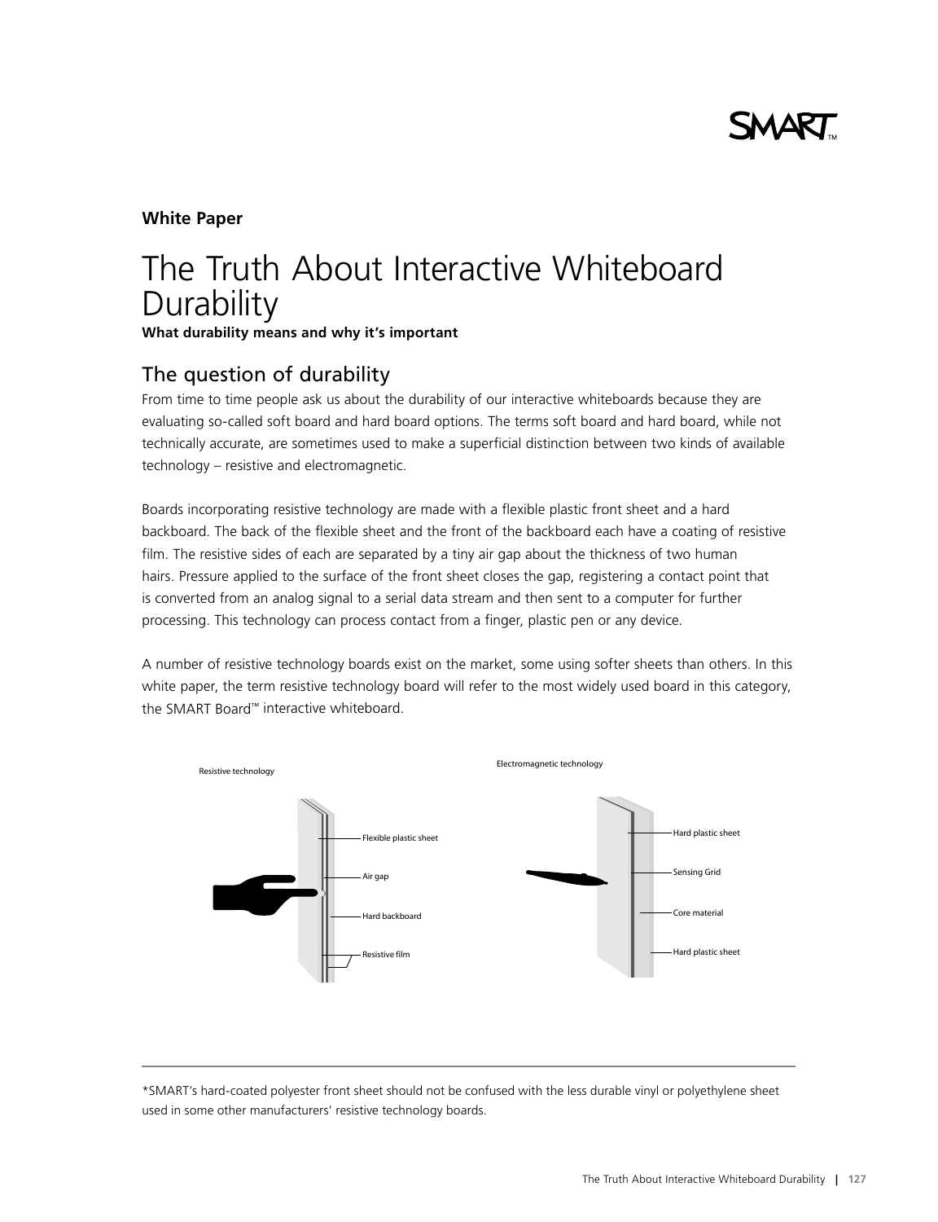**White Paper**

# The Truth About Interactive Whiteboard Durability

**What durability means and why it's important**

## The question of durability

From time to time people ask us about the durability of our interactive whiteboards because they are evaluating so-called soft board and hard board options. The terms soft board and hard board, while not technically accurate, are sometimes used to make a superficial distinction between two kinds of available technology – resistive and electromagnetic.

Boards incorporating resistive technology are made with a flexible plastic front sheet and a hard backboard. The back of the flexible sheet and the front of the backboard each have a coating of resistive film. The resistive sides of each are separated by a tiny air gap about the thickness of two human hairs. Pressure applied to the surface of the front sheet closes the gap, registering a contact point that is converted from an analog signal to a serial data stream and then sent to a computer for further processing. This technology can process contact from a finger, plastic pen or any device.

A number of resistive technology boards exist on the market, some using softer sheets than others. In this white paper, the term resistive technology board will refer to the most widely used board in this category, the SMART Board™ interactive whiteboard.

Resistive technology

Flexible plastic sheet

Air gap

Hard backboard

Resistive film

Electromagnetic technology

Hard plastic sheet

Sensing Grid

Core material

Hard plastic sheet

---

*SMART's hard-coated polyester front sheet should not be confused with the less durable vinyl or polyethylene sheet used in some other manufacturers' resistive technology boards.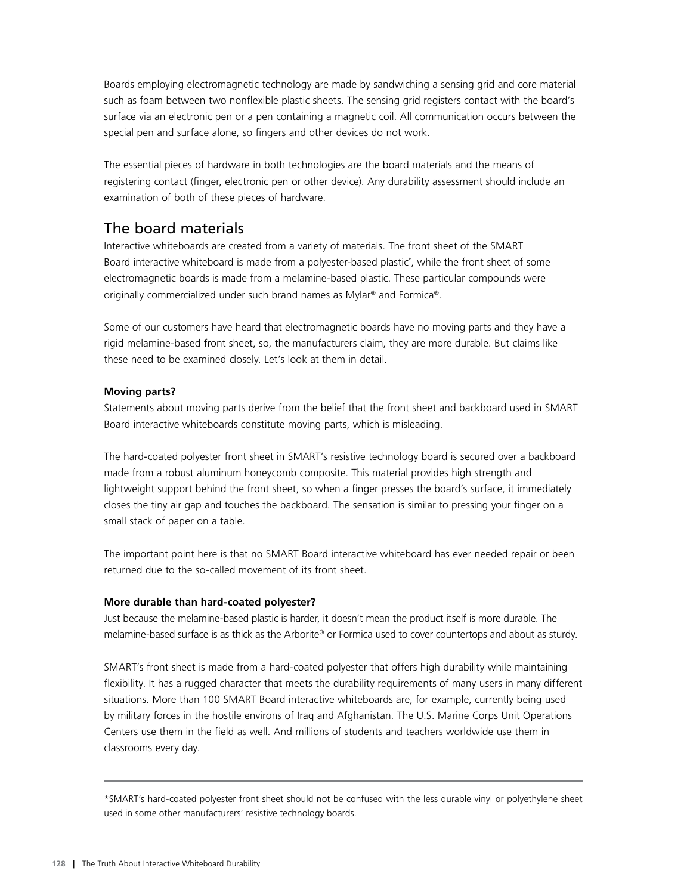Boards employing electromagnetic technology are made by sandwiching a sensing grid and core material such as foam between two nonflexible plastic sheets. The sensing grid registers contact with the board's surface via an electronic pen or a pen containing a magnetic coil. All communication occurs between the special pen and surface alone, so fingers and other devices do not work.

The essential pieces of hardware in both technologies are the board materials and the means of registering contact (finger, electronic pen or other device). Any durability assessment should include an examination of both of these pieces of hardware.

## The board materials

Interactive whiteboards are created from a variety of materials. The front sheet of the SMART Board interactive whiteboard is made from a polyester-based plastic*, while the front sheet of some electromagnetic boards is made from a melamine-based plastic. These particular compounds were originally commercialized under such brand names as Mylar® and Formica®.

Some of our customers have heard that electromagnetic boards have no moving parts and they have a rigid melamine-based front sheet, so, the manufacturers claim, they are more durable. But claims like these need to be examined closely. Let's look at them in detail.

**Moving parts?**

Statements about moving parts derive from the belief that the front sheet and backboard used in SMART Board interactive whiteboards constitute moving parts, which is misleading.

The hard-coated polyester front sheet in SMART's resistive technology board is secured over a backboard made from a robust aluminum honeycomb composite. This material provides high strength and lightweight support behind the front sheet, so when a finger presses the board's surface, it immediately closes the tiny air gap and touches the backboard. The sensation is similar to pressing your finger on a small stack of paper on a table.

The important point here is that no SMART Board interactive whiteboard has ever needed repair or been returned due to the so-called movement of its front sheet.

**More durable than hard-coated polyester?**

Just because the melamine-based plastic is harder, it doesn't mean the product itself is more durable. The melamine-based surface is as thick as the Arborite® or Formica used to cover countertops and about as sturdy.

SMART's front sheet is made from a hard-coated polyester that offers high durability while maintaining flexibility. It has a rugged character that meets the durability requirements of many users in many different situations. More than 100 SMART Board interactive whiteboards are, for example, currently being used by military forces in the hostile environs of Iraq and Afghanistan. The U.S. Marine Corps Unit Operations Centers use them in the field as well. And millions of students and teachers worldwide use them in classrooms every day.

---

*SMART's hard-coated polyester front sheet should not be confused with the less durable vinyl or polyethylene sheet used in some other manufacturers' resistive technology boards.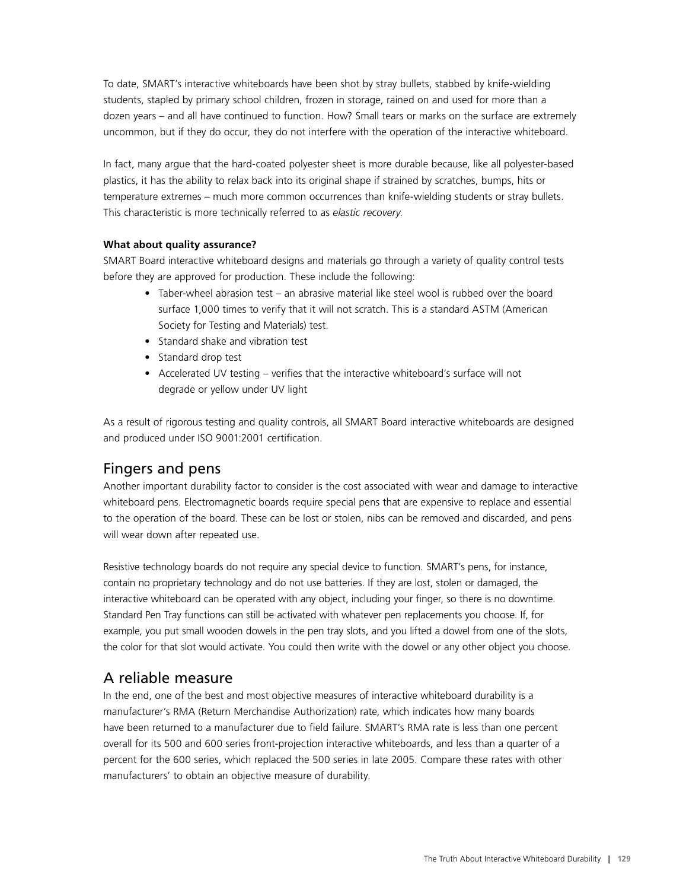To date, SMART's interactive whiteboards have been shot by stray bullets, stabbed by knife-wielding students, stapled by primary school children, frozen in storage, rained on and used for more than a dozen years – and all have continued to function. How? Small tears or marks on the surface are extremely uncommon, but if they do occur, they do not interfere with the operation of the interactive whiteboard.

In fact, many argue that the hard-coated polyester sheet is more durable because, like all polyester-based plastics, it has the ability to relax back into its original shape if strained by scratches, bumps, hits or temperature extremes – much more common occurrences than knife-wielding students or stray bullets. This characteristic is more technically referred to as *elastic recovery*.

**What about quality assurance?**

SMART Board interactive whiteboard designs and materials go through a variety of quality control tests before they are approved for production. These include the following:

- Taber-wheel abrasion test – an abrasive material like steel wool is rubbed over the board surface 1,000 times to verify that it will not scratch. This is a standard ASTM (American Society for Testing and Materials) test.
- Standard shake and vibration test
- Standard drop test
- Accelerated UV testing – verifies that the interactive whiteboard's surface will not degrade or yellow under UV light

As a result of rigorous testing and quality controls, all SMART Board interactive whiteboards are designed and produced under ISO 9001:2001 certification.

## Fingers and pens

Another important durability factor to consider is the cost associated with wear and damage to interactive whiteboard pens. Electromagnetic boards require special pens that are expensive to replace and essential to the operation of the board. These can be lost or stolen, nibs can be removed and discarded, and pens will wear down after repeated use.

Resistive technology boards do not require any special device to function. SMART's pens, for instance, contain no proprietary technology and do not use batteries. If they are lost, stolen or damaged, the interactive whiteboard can be operated with any object, including your finger, so there is no downtime. Standard Pen Tray functions can still be activated with whatever pen replacements you choose. If, for example, you put small wooden dowels in the pen tray slots, and you lifted a dowel from one of the slots, the color for that slot would activate. You could then write with the dowel or any other object you choose.

## A reliable measure

In the end, one of the best and most objective measures of interactive whiteboard durability is a manufacturer's RMA (Return Merchandise Authorization) rate, which indicates how many boards have been returned to a manufacturer due to field failure. SMART's RMA rate is less than one percent overall for its 500 and 600 series front-projection interactive whiteboards, and less than a quarter of a percent for the 600 series, which replaced the 500 series in late 2005. Compare these rates with other manufacturers' to obtain an objective measure of durability.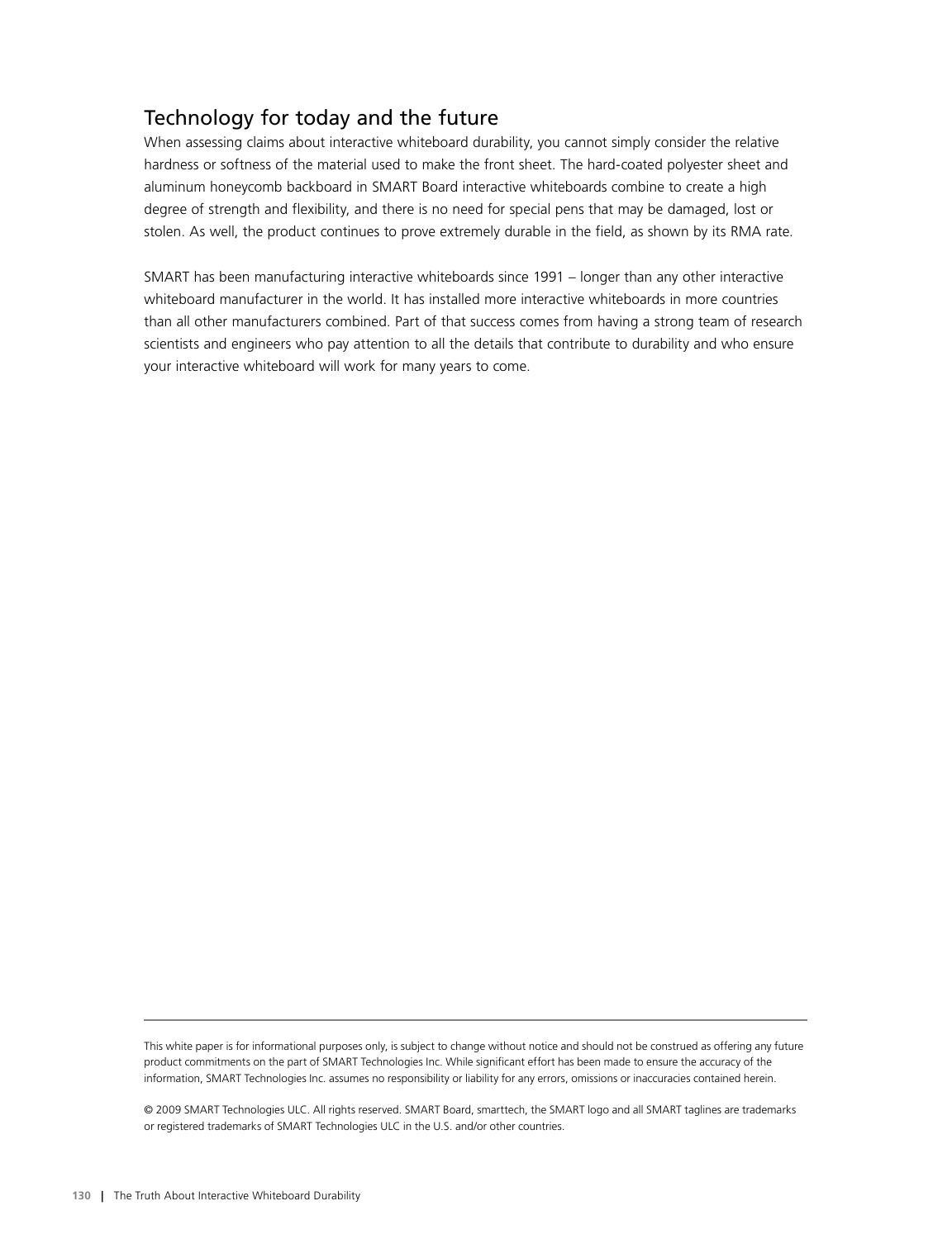## Technology for today and the future

When assessing claims about interactive whiteboard durability, you cannot simply consider the relative hardness or softness of the material used to make the front sheet. The hard-coated polyester sheet and aluminum honeycomb backboard in SMART Board interactive whiteboards combine to create a high degree of strength and flexibility, and there is no need for special pens that may be damaged, lost or stolen. As well, the product continues to prove extremely durable in the field, as shown by its RMA rate.

SMART has been manufacturing interactive whiteboards since 1991 – longer than any other interactive whiteboard manufacturer in the world. It has installed more interactive whiteboards in more countries than all other manufacturers combined. Part of that success comes from having a strong team of research scientists and engineers who pay attention to all the details that contribute to durability and who ensure your interactive whiteboard will work for many years to come.

---

This white paper is for informational purposes only, is subject to change without notice and should not be construed as offering any future product commitments on the part of SMART Technologies Inc. While significant effort has been made to ensure the accuracy of the information, SMART Technologies Inc. assumes no responsibility or liability for any errors, omissions or inaccuracies contained herein.

© 2009 SMART Technologies ULC. All rights reserved. SMART Board, smarttech, the SMART logo and all SMART taglines are trademarks or registered trademarks of SMART Technologies ULC in the U.S. and/or other countries.